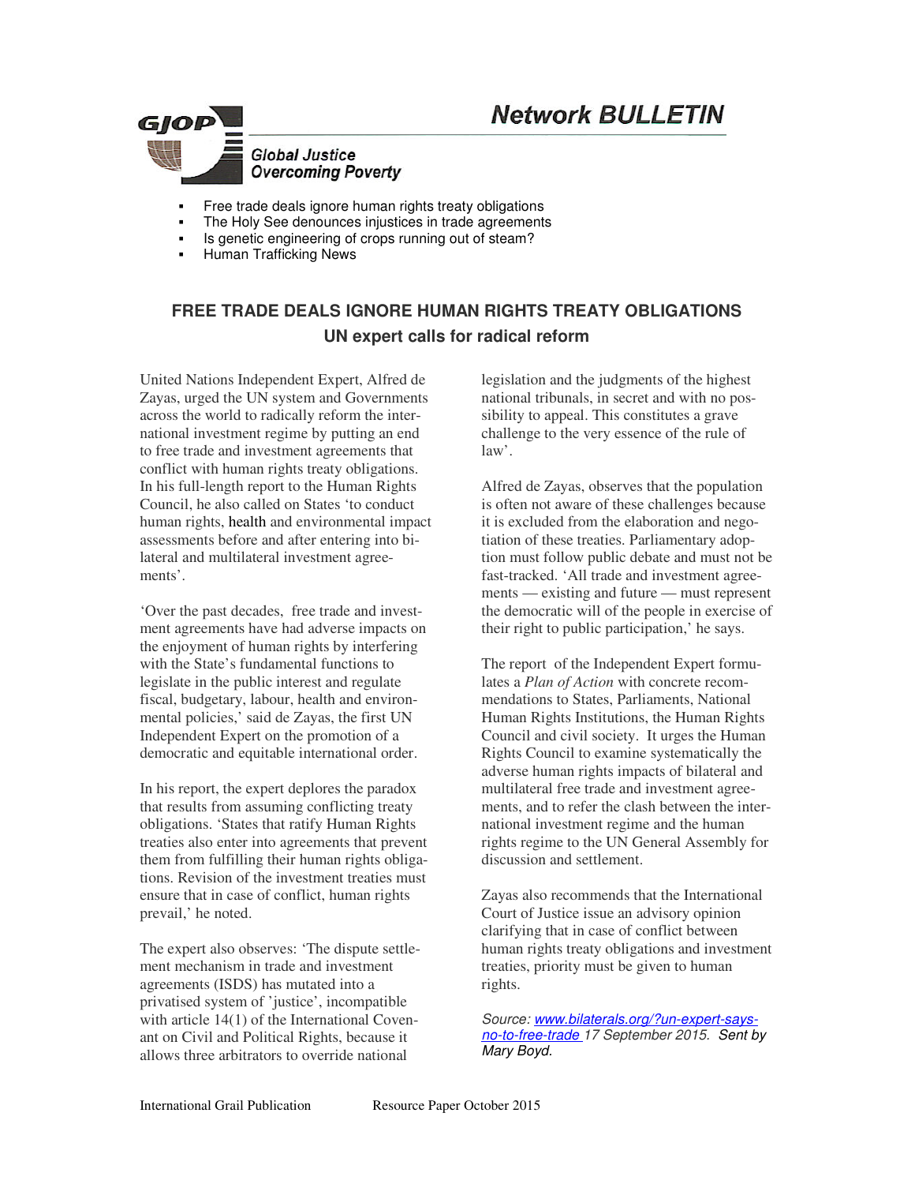# Network BULLETIN

**GJOP**

*Global Justice Overcoming Poverty*

- Free trade deals ignore human rights treaty obligations
- The Holy See denounces injustices in trade agreements
- Is genetic engineering of crops running out of steam?
- Human Trafficking News

## FREE TRADE DEALS IGNORE HUMAN RIGHTS TREATY OBLIGATIONS

### UN expert calls for radical reform

United Nations Independent Expert, Alfred de Zayas, urged the UN system and Governments across the world to radically reform the international investment regime by putting an end to free trade and investment agreements that conflict with human rights treaty obligations. In his full-length report to the Human Rights Council, he also called on States 'to conduct human rights, health and environmental impact assessments before and after entering into bilateral and multilateral investment agreements'.

'Over the past decades, free trade and investment agreements have had adverse impacts on the enjoyment of human rights by interfering with the State's fundamental functions to legislate in the public interest and regulate fiscal, budgetary, labour, health and environmental policies,' said de Zayas, the first UN Independent Expert on the promotion of a democratic and equitable international order.

In his report, the expert deplores the paradox that results from assuming conflicting treaty obligations. 'States that ratify Human Rights treaties also enter into agreements that prevent them from fulfilling their human rights obligations. Revision of the investment treaties must ensure that in case of conflict, human rights prevail,' he noted.

The expert also observes: 'The dispute settlement mechanism in trade and investment agreements (ISDS) has mutated into a privatised system of 'justice', incompatible with article 14(1) of the International Covenant on Civil and Political Rights, because it allows three arbitrators to override national legislation and the judgments of the highest national tribunals, in secret and with no possibility to appeal. This constitutes a grave challenge to the very essence of the rule of law'.

Alfred de Zayas, observes that the population is often not aware of these challenges because it is excluded from the elaboration and negotiation of these treaties. Parliamentary adoption must follow public debate and must not be fast-tracked. 'All trade and investment agreements — existing and future — must represent the democratic will of the people in exercise of their right to public participation,' he says.

The report of the Independent Expert formulates a *Plan of Action* with concrete recommendations to States, Parliaments, National Human Rights Institutions, the Human Rights Council and civil society. It urges the Human Rights Council to examine systematically the adverse human rights impacts of bilateral and multilateral free trade and investment agreements, and to refer the clash between the international investment regime and the human rights regime to the UN General Assembly for discussion and settlement.

Zayas also recommends that the International Court of Justice issue an advisory opinion clarifying that in case of conflict between human rights treaty obligations and investment treaties, priority must be given to human rights.

*Source: [www.bilaterals.org/?un-expert-says-no-to-free-trade](www.bilaterals.org/?un-expert-says-no-to-free-trade) 17 September 2015. Sent by Mary Boyd.*

International Grail Publication Resource Paper October 2015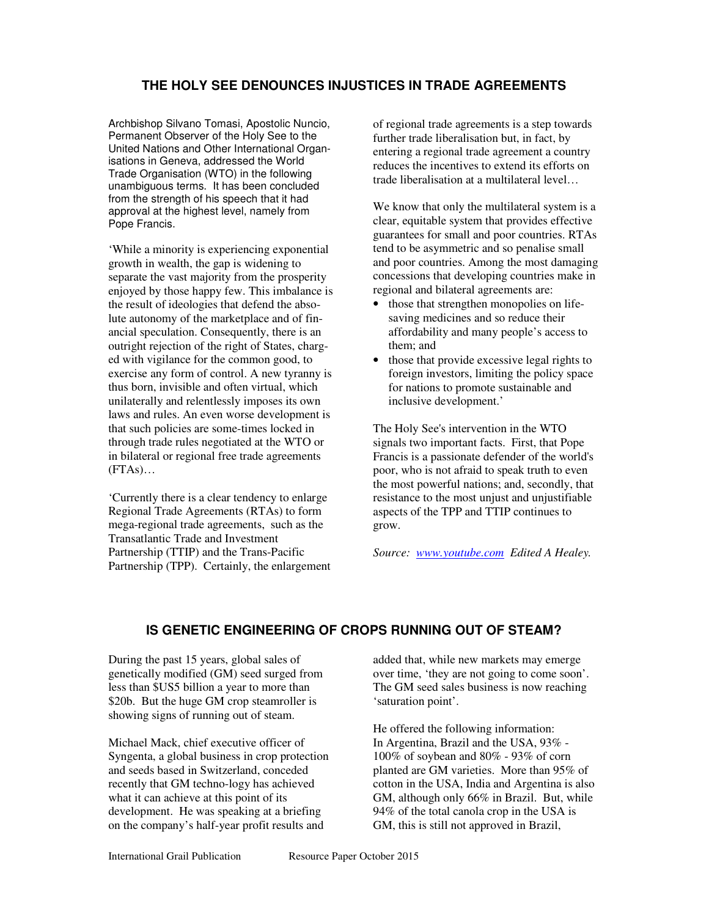## THE HOLY SEE DENOUNCES INJUSTICES IN TRADE AGREEMENTS

Archbishop Silvano Tomasi, Apostolic Nuncio, Permanent Observer of the Holy See to the United Nations and Other International Organisations in Geneva, addressed the World Trade Organisation (WTO) in the following unambiguous terms. It has been concluded from the strength of his speech that it had approval at the highest level, namely from Pope Francis.

'While a minority is experiencing exponential growth in wealth, the gap is widening to separate the vast majority from the prosperity enjoyed by those happy few. This imbalance is the result of ideologies that defend the absolute autonomy of the marketplace and of financial speculation. Consequently, there is an outright rejection of the right of States, charged with vigilance for the common good, to exercise any form of control. A new tyranny is thus born, invisible and often virtual, which unilaterally and relentlessly imposes its own laws and rules. An even worse development is that such policies are some-times locked in through trade rules negotiated at the WTO or in bilateral or regional free trade agreements (FTAs)…

'Currently there is a clear tendency to enlarge Regional Trade Agreements (RTAs) to form mega-regional trade agreements, such as the Transatlantic Trade and Investment Partnership (TTIP) and the Trans-Pacific Partnership (TPP). Certainly, the enlargement of regional trade agreements is a step towards further trade liberalisation but, in fact, by entering a regional trade agreement a country reduces the incentives to extend its efforts on trade liberalisation at a multilateral level…

We know that only the multilateral system is a clear, equitable system that provides effective guarantees for small and poor countries. RTAs tend to be asymmetric and so penalise small and poor countries. Among the most damaging concessions that developing countries make in regional and bilateral agreements are:

- those that strengthen monopolies on life-saving medicines and so reduce their affordability and many people's access to them; and
- those that provide excessive legal rights to foreign investors, limiting the policy space for nations to promote sustainable and inclusive development.'

The Holy See's intervention in the WTO signals two important facts. First, that Pope Francis is a passionate defender of the world's poor, who is not afraid to speak truth to even the most powerful nations; and, secondly, that resistance to the most unjust and unjustifiable aspects of the TPP and TTIP continues to grow.

*Source: [www.youtube.com](www.youtube.com) Edited A Healey.*

## IS GENETIC ENGINEERING OF CROPS RUNNING OUT OF STEAM?

During the past 15 years, global sales of genetically modified (GM) seed surged from less than $US5 billion a year to more than $20b. But the huge GM crop steamroller is showing signs of running out of steam.

Michael Mack, chief executive officer of Syngenta, a global business in crop protection and seeds based in Switzerland, conceded recently that GM techno-logy has achieved what it can achieve at this point of its development. He was speaking at a briefing on the company's half-year profit results and added that, while new markets may emerge over time, 'they are not going to come soon'. The GM seed sales business is now reaching 'saturation point'.

He offered the following information:
In Argentina, Brazil and the USA, 93% - 100% of soybean and 80% - 93% of corn planted are GM varieties. More than 95% of cotton in the USA, India and Argentina is also GM, although only 66% in Brazil. But, while 94% of the total canola crop in the USA is GM, this is still not approved in Brazil,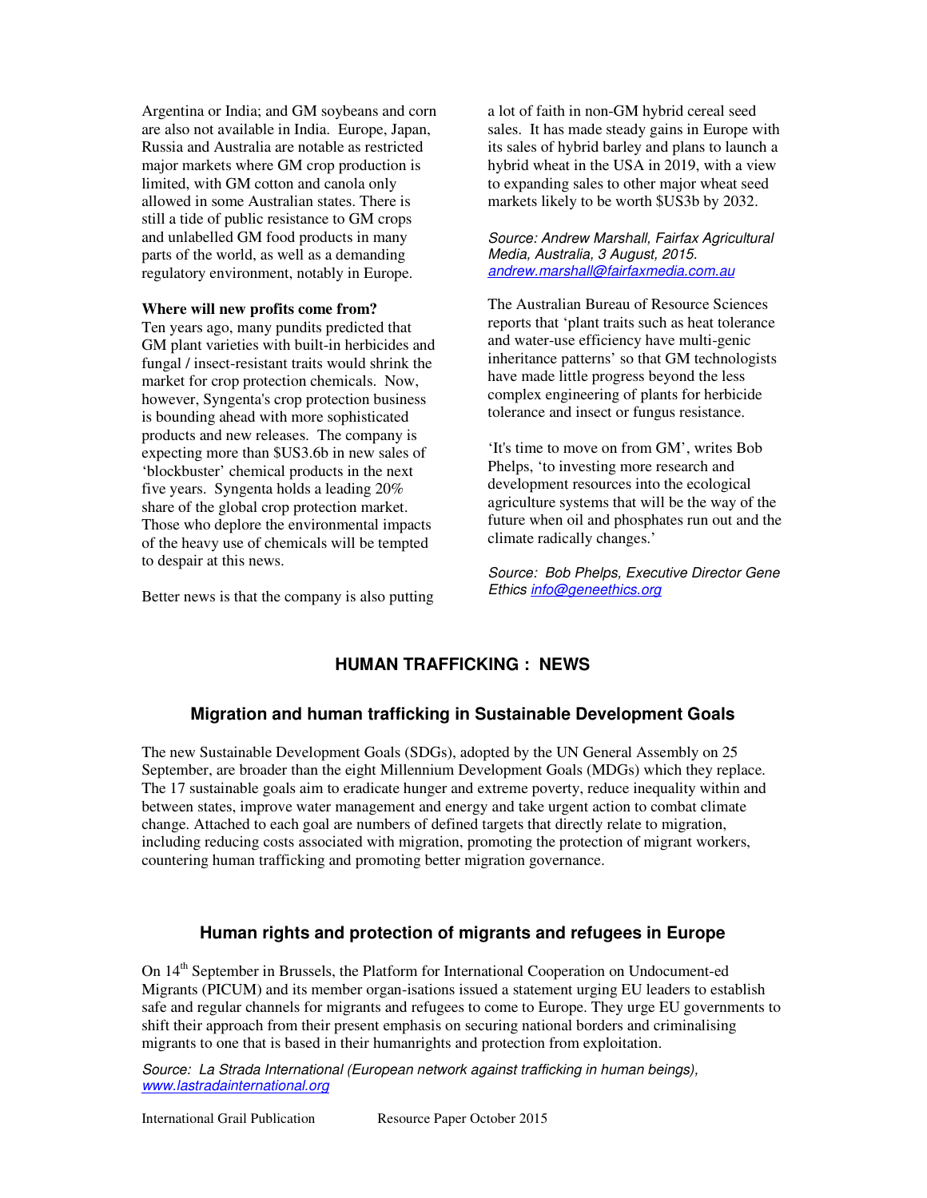Argentina or India; and GM soybeans and corn are also not available in India. Europe, Japan, Russia and Australia are notable as restricted major markets where GM crop production is limited, with GM cotton and canola only allowed in some Australian states. There is still a tide of public resistance to GM crops and unlabelled GM food products in many parts of the world, as well as a demanding regulatory environment, notably in Europe.

**Where will new profits come from?**
Ten years ago, many pundits predicted that GM plant varieties with built-in herbicides and fungal / insect-resistant traits would shrink the market for crop protection chemicals. Now, however, Syngenta's crop protection business is bounding ahead with more sophisticated products and new releases. The company is expecting more than $US3.6b in new sales of 'blockbuster' chemical products in the next five years. Syngenta holds a leading 20% share of the global crop protection market. Those who deplore the environmental impacts of the heavy use of chemicals will be tempted to despair at this news.

Better news is that the company is also putting a lot of faith in non-GM hybrid cereal seed sales. It has made steady gains in Europe with its sales of hybrid barley and plans to launch a hybrid wheat in the USA in 2019, with a view to expanding sales to other major wheat seed markets likely to be worth $US3b by 2032.

*Source: Andrew Marshall, Fairfax Agricultural Media, Australia, 3 August, 2015. andrew.marshall@fairfaxmedia.com.au*

The Australian Bureau of Resource Sciences reports that 'plant traits such as heat tolerance and water-use efficiency have multi-genic inheritance patterns' so that GM technologists have made little progress beyond the less complex engineering of plants for herbicide tolerance and insect or fungus resistance.

'It's time to move on from GM', writes Bob Phelps, 'to investing more research and development resources into the ecological agriculture systems that will be the way of the future when oil and phosphates run out and the climate radically changes.'

*Source: Bob Phelps, Executive Director Gene Ethics info@geneethics.org*

## HUMAN TRAFFICKING : NEWS

### Migration and human trafficking in Sustainable Development Goals

The new Sustainable Development Goals (SDGs), adopted by the UN General Assembly on 25 September, are broader than the eight Millennium Development Goals (MDGs) which they replace. The 17 sustainable goals aim to eradicate hunger and extreme poverty, reduce inequality within and between states, improve water management and energy and take urgent action to combat climate change. Attached to each goal are numbers of defined targets that directly relate to migration, including reducing costs associated with migration, promoting the protection of migrant workers, countering human trafficking and promoting better migration governance.

### Human rights and protection of migrants and refugees in Europe

On 14th September in Brussels, the Platform for International Cooperation on Undocument-ed Migrants (PICUM) and its member organ-isations issued a statement urging EU leaders to establish safe and regular channels for migrants and refugees to come to Europe. They urge EU governments to shift their approach from their present emphasis on securing national borders and criminalising migrants to one that is based in their humanrights and protection from exploitation.

*Source: La Strada International (European network against trafficking in human beings), www.lastradainternational.org*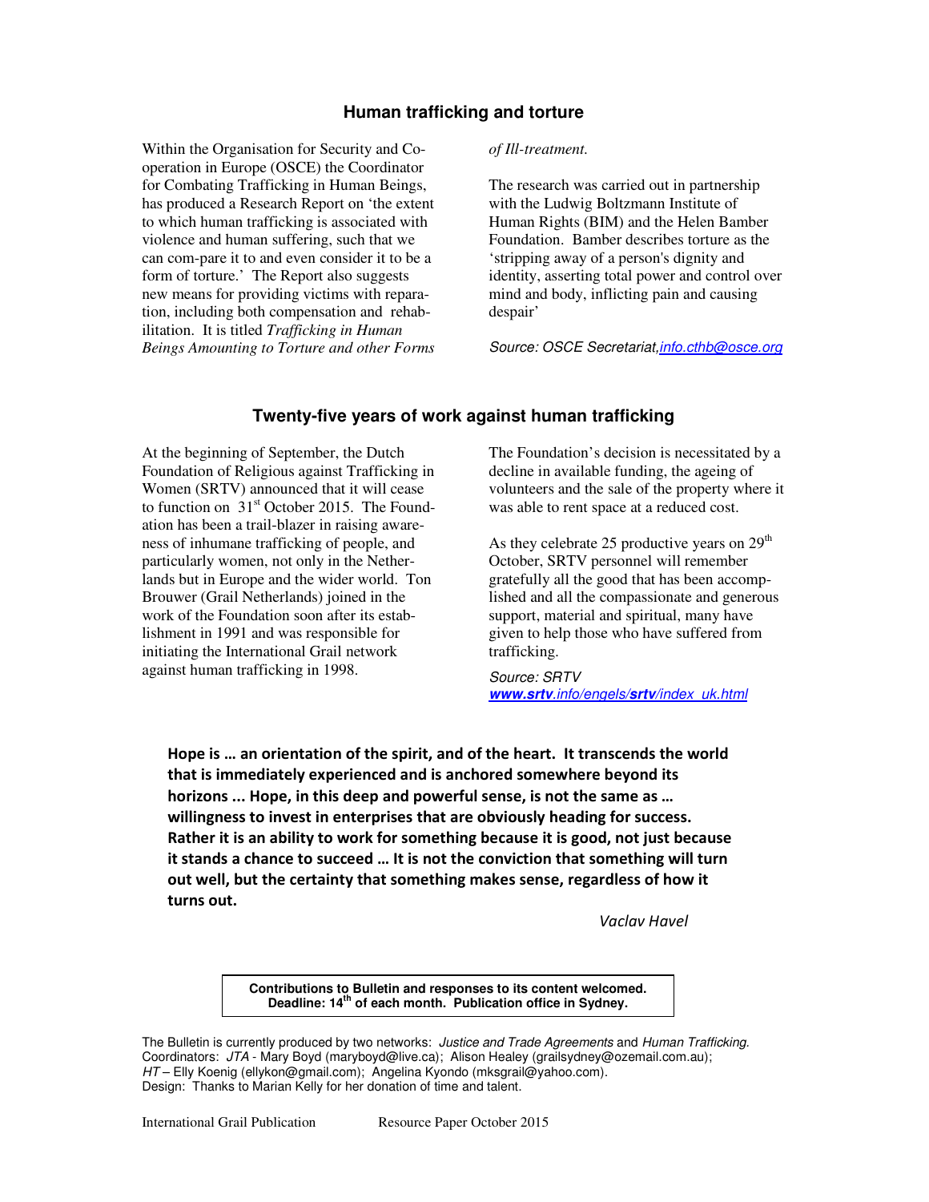## Human trafficking and torture

Within the Organisation for Security and Co-operation in Europe (OSCE) the Coordinator for Combating Trafficking in Human Beings, has produced a Research Report on 'the extent to which human trafficking is associated with violence and human suffering, such that we can compare it to and even consider it to be a form of torture.' The Report also suggests new means for providing victims with reparation, including both compensation and rehabilitation. It is titled *Trafficking in Human Beings Amounting to Torture and other Forms of Ill-treatment.*

The research was carried out in partnership with the Ludwig Boltzmann Institute of Human Rights (BIM) and the Helen Bamber Foundation. Bamber describes torture as the 'stripping away of a person's dignity and identity, asserting total power and control over mind and body, inflicting pain and causing despair'

*Source: OSCE Secretariat, info.cthb@osce.org*

## Twenty-five years of work against human trafficking

At the beginning of September, the Dutch Foundation of Religious against Trafficking in Women (SRTV) announced that it will cease to function on 31st October 2015. The Foundation has been a trail-blazer in raising awareness of inhumane trafficking of people, and particularly women, not only in the Netherlands but in Europe and the wider world. Ton Brouwer (Grail Netherlands) joined in the work of the Foundation soon after its establishment in 1991 and was responsible for initiating the International Grail network against human trafficking in 1998.

The Foundation's decision is necessitated by a decline in available funding, the ageing of volunteers and the sale of the property where it was able to rent space at a reduced cost.

As they celebrate 25 productive years on 29th October, SRTV personnel will remember gratefully all the good that has been accomplished and all the compassionate and generous support, material and spiritual, many have given to help those who have suffered from trafficking.

*Source: SRTV*
*www.srtv.info/engels/srtv/index_uk.html*

**Hope is … an orientation of the spirit, and of the heart. It transcends the world that is immediately experienced and is anchored somewhere beyond its horizons ... Hope, in this deep and powerful sense, is not the same as … willingness to invest in enterprises that are obviously heading for success. Rather it is an ability to work for something because it is good, not just because it stands a chance to succeed … It is not the conviction that something will turn out well, but the certainty that something makes sense, regardless of how it turns out.**

*Vaclav Havel*

**Contributions to Bulletin and responses to its content welcomed.**
**Deadline: 14th of each month. Publication office in Sydney.**

The Bulletin is currently produced by two networks: *Justice and Trade Agreements* and *Human Trafficking.*
Coordinators: *JTA* - Mary Boyd (maryboyd@live.ca); Alison Healey (grailsydney@ozemail.com.au);
*HT* – Elly Koenig (ellykon@gmail.com); Angelina Kyondo (mksgrail@yahoo.com).
Design: Thanks to Marian Kelly for her donation of time and talent.

International Grail Publication Resource Paper October 2015